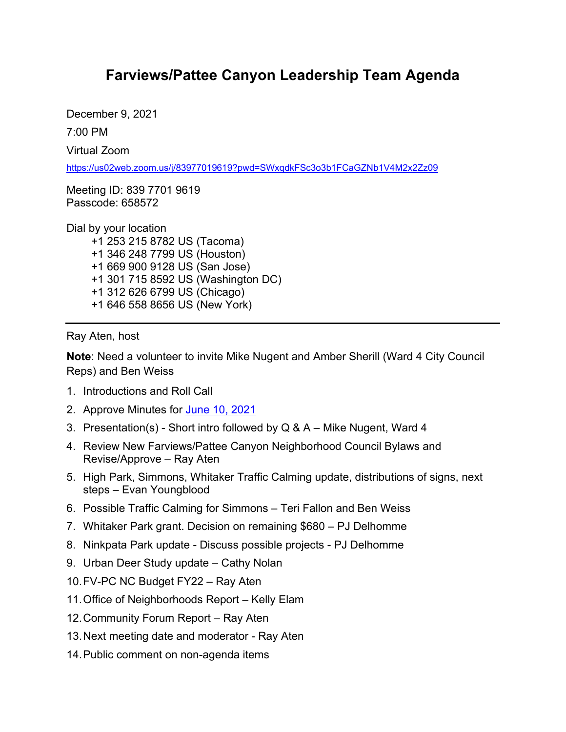# Farviews/Pattee Canyon Leadership Team Agenda

December 9, 2021

7:00 PM

Virtual Zoom

https://us02web.zoom.us/j/83977019619?pwd=SWxqdkFSc3o3b1FCaGZNb1V4M2x2Zz09

Meeting ID: 839 7701 9619
Passcode: 658572

Dial by your location
- +1 253 215 8782 US (Tacoma)
- +1 346 248 7799 US (Houston)
- +1 669 900 9128 US (San Jose)
- +1 301 715 8592 US (Washington DC)
- +1 312 626 6799 US (Chicago)
- +1 646 558 8656 US (New York)

---

Ray Aten, host

**Note**: Need a volunteer to invite Mike Nugent and Amber Sherill (Ward 4 City Council Reps) and Ben Weiss

1. Introductions and Roll Call
2. Approve Minutes for June 10, 2021
3. Presentation(s) - Short intro followed by Q & A – Mike Nugent, Ward 4
4. Review New Farviews/Pattee Canyon Neighborhood Council Bylaws and Revise/Approve – Ray Aten
5. High Park, Simmons, Whitaker Traffic Calming update, distributions of signs, next steps – Evan Youngblood
6. Possible Traffic Calming for Simmons – Teri Fallon and Ben Weiss
7. Whitaker Park grant. Decision on remaining $680 – PJ Delhomme
8. Ninkpata Park update - Discuss possible projects - PJ Delhomme
9. Urban Deer Study update – Cathy Nolan
10. FV-PC NC Budget FY22 – Ray Aten
11. Office of Neighborhoods Report – Kelly Elam
12. Community Forum Report – Ray Aten
13. Next meeting date and moderator - Ray Aten
14. Public comment on non-agenda items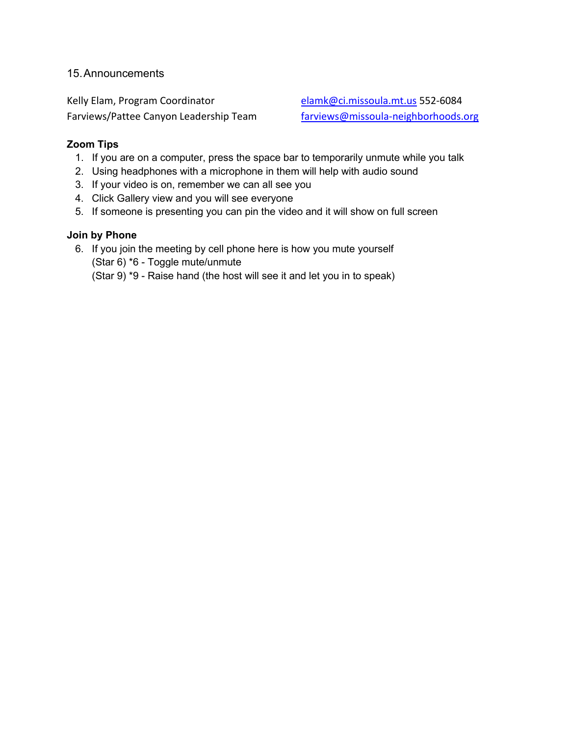15. Announcements

Kelly Elam, Program Coordinator — elamk@ci.missoula.mt.us 552-6084

Farviews/Pattee Canyon Leadership Team — farviews@missoula-neighborhoods.org

**Zoom Tips**

1. If you are on a computer, press the space bar to temporarily unmute while you talk
2. Using headphones with a microphone in them will help with audio sound
3. If your video is on, remember we can all see you
4. Click Gallery view and you will see everyone
5. If someone is presenting you can pin the video and it will show on full screen

**Join by Phone**

6. If you join the meeting by cell phone here is how you mute yourself
   (Star 6) *6 - Toggle mute/unmute
   (Star 9) *9 - Raise hand (the host will see it and let you in to speak)